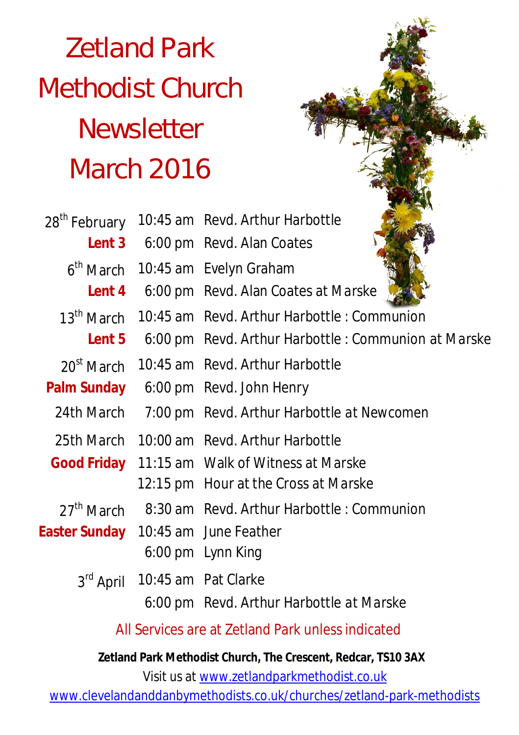# Zetland Park Methodist Church Newsletter March 2016

| Date | Time | Service |
|---|---|---|
| 28th February | 10:45 am | Revd. Arthur Harbottle |
| **Lent 3** | 6:00 pm | Revd. Alan Coates |
| 6th March | 10:45 am | Evelyn Graham |
| **Lent 4** | 6:00 pm | Revd. Alan Coates at Marske |
| 13th March | 10:45 am | Revd. Arthur Harbottle : Communion |
| **Lent 5** | 6:00 pm | Revd. Arthur Harbottle : Communion at Marske |
| 20st March | 10:45 am | Revd. Arthur Harbottle |
| **Palm Sunday** | 6:00 pm | Revd. John Henry |
| 24th March | 7:00 pm | Revd. Arthur Harbottle at Newcomen |
| 25th March | 10:00 am | Revd. Arthur Harbottle |
| **Good Friday** | 11:15 am | Walk of Witness at Marske |
| | 12:15 pm | Hour at the Cross at Marske |
| 27th March | 8:30 am | Revd. Arthur Harbottle : Communion |
| **Easter Sunday** | 10:45 am | June Feather |
| | 6:00 pm | Lynn King |
| 3rd April | 10:45 am | Pat Clarke |
| | 6:00 pm | Revd. Arthur Harbottle at Marske |

All Services are at Zetland Park unless indicated

**Zetland Park Methodist Church, The Crescent, Redcar, TS10 3AX**

Visit us at www.zetlandparkmethodist.co.uk

www.clevelandanddanbymethodists.co.uk/churches/zetland-park-methodists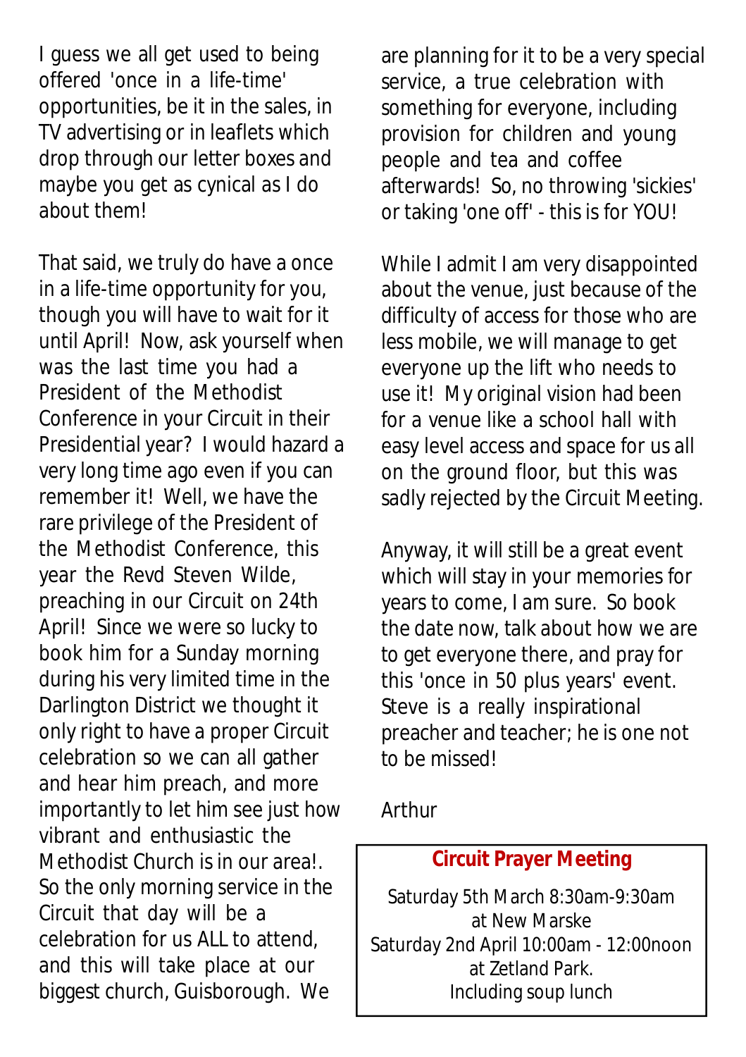I guess we all get used to being offered 'once in a life-time' opportunities, be it in the sales, in TV advertising or in leaflets which drop through our letter boxes and maybe you get as cynical as I do about them!

That said, we truly do have a once in a life-time opportunity for you, though you will have to wait for it until April! Now, ask yourself when was the last time you had a President of the Methodist Conference in your Circuit in their Presidential year? I would hazard a very long time ago even if you can remember it! Well, we have the rare privilege of the President of the Methodist Conference, this year the Revd Steven Wilde, preaching in our Circuit on 24th April! Since we were so lucky to book him for a Sunday morning during his very limited time in the Darlington District we thought it only right to have a proper Circuit celebration so we can all gather and hear him preach, and more importantly to let him see just how vibrant and enthusiastic the Methodist Church is in our area!. So the only morning service in the Circuit that day will be a celebration for us ALL to attend, and this will take place at our biggest church, Guisborough. We are planning for it to be a very special service, a true celebration with something for everyone, including provision for children and young people and tea and coffee afterwards! So, no throwing 'sickies' or taking 'one off' - this is for YOU!

While I admit I am very disappointed about the venue, just because of the difficulty of access for those who are less mobile, we will manage to get everyone up the lift who needs to use it! My original vision had been for a venue like a school hall with easy level access and space for us all on the ground floor, but this was sadly rejected by the Circuit Meeting.

Anyway, it will still be a great event which will stay in your memories for years to come, I am sure. So book the date now, talk about how we are to get everyone there, and pray for this 'once in 50 plus years' event. Steve is a really inspirational preacher and teacher; he is one not to be missed!

Arthur

**Circuit Prayer Meeting**

Saturday 5th March 8:30am-9:30am
at New Marske
Saturday 2nd April 10:00am - 12:00noon
at Zetland Park.
Including soup lunch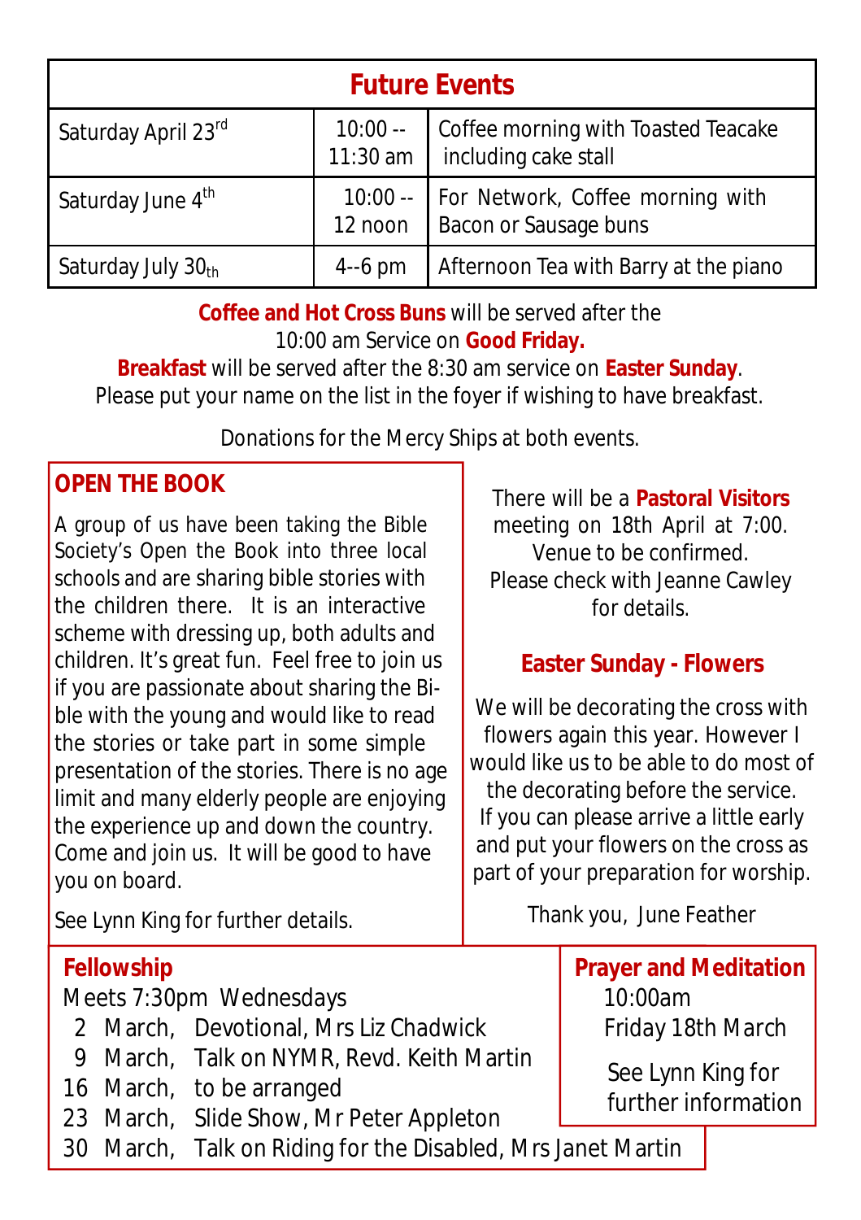| Future Events | | |
|---|---|---|
| Saturday April 23rd | 10:00 -- 11:30 am | Coffee morning with Toasted Teacake including cake stall |
| Saturday June 4th | 10:00 -- 12 noon | For Network, Coffee morning with Bacon or Sausage buns |
| Saturday July 30th | 4--6 pm | Afternoon Tea with Barry at the piano |

**Coffee and Hot Cross Buns** will be served after the 10:00 am Service on **Good Friday.**

**Breakfast** will be served after the 8:30 am service on **Easter Sunday**.
Please put your name on the list in the foyer if wishing to have breakfast.

Donations for the Mercy Ships at both events.

## OPEN THE BOOK

A group of us have been taking the Bible Society's Open the Book into three local schools and are sharing bible stories with the children there. It is an interactive scheme with dressing up, both adults and children. It's great fun. Feel free to join us if you are passionate about sharing the Bible with the young and would like to read the stories or take part in some simple presentation of the stories. There is no age limit and many elderly people are enjoying the experience up and down the country. Come and join us. It will be good to have you on board.

See Lynn King for further details.

There will be a **Pastoral Visitors** meeting on 18th April at 7:00. Venue to be confirmed. Please check with Jeanne Cawley for details.

## Easter Sunday - Flowers

We will be decorating the cross with flowers again this year. However I would like us to be able to do most of the decorating before the service. If you can please arrive a little early and put your flowers on the cross as part of your preparation for worship.

Thank you, June Feather

## Fellowship

Meets 7:30pm Wednesdays

- 2 March, Devotional, Mrs Liz Chadwick
- 9 March, Talk on NYMR, Revd. Keith Martin
- 16 March, to be arranged
- 23 March, Slide Show, Mr Peter Appleton
- 30 March, Talk on Riding for the Disabled, Mrs Janet Martin

## Prayer and Meditation

10:00am
Friday 18th March

See Lynn King for further information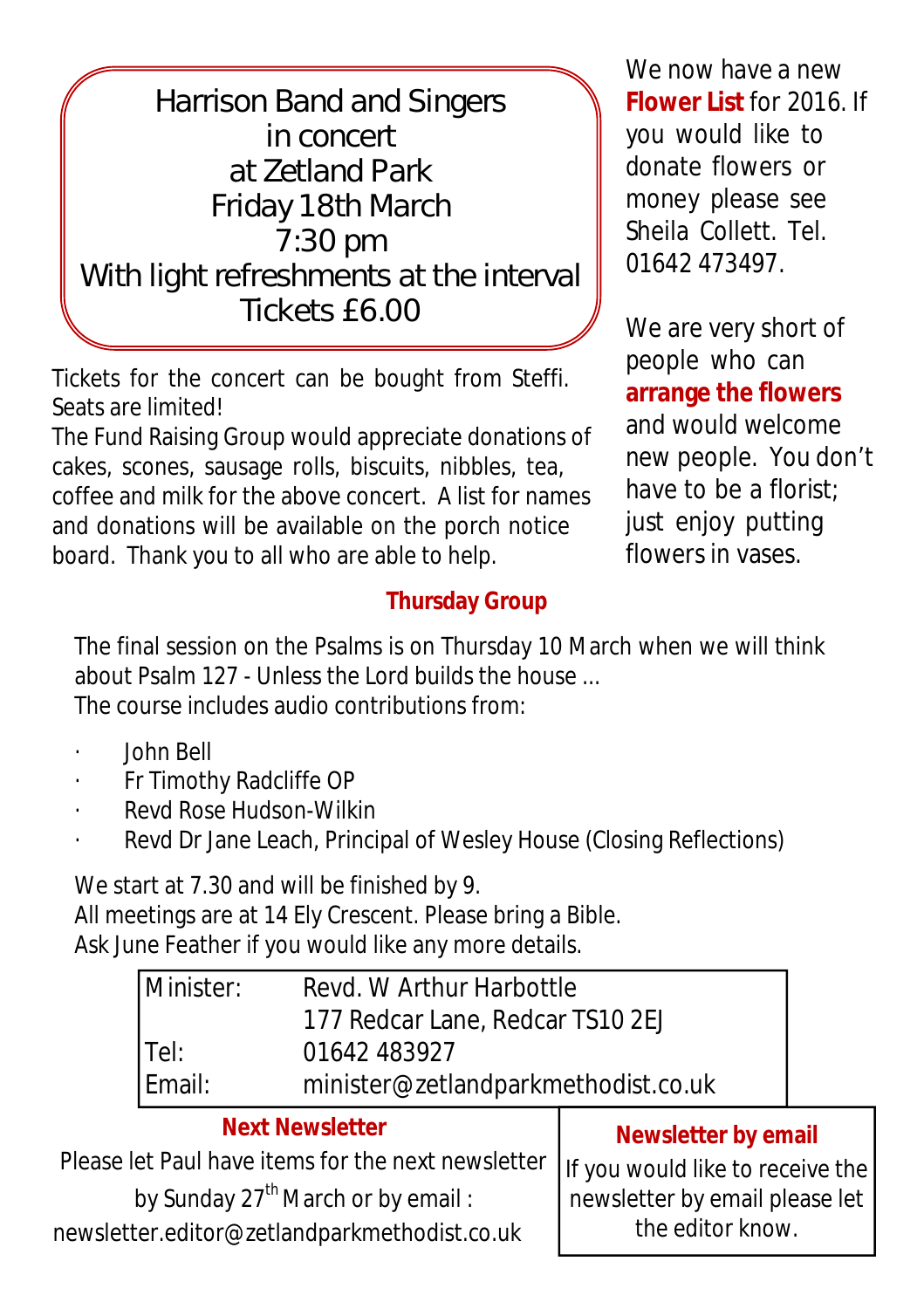Harrison Band and Singers
in concert
at Zetland Park
Friday 18th March
7:30 pm
With light refreshments at the interval
Tickets £6.00

Tickets for the concert can be bought from Steffi. Seats are limited!

The Fund Raising Group would appreciate donations of cakes, scones, sausage rolls, biscuits, nibbles, tea, coffee and milk for the above concert. A list for names and donations will be available on the porch notice board. Thank you to all who are able to help.

We now have a new **Flower List** for 2016. If you would like to donate flowers or money please see Sheila Collett. Tel. 01642 473497.

We are very short of people who can **arrange the flowers** and would welcome new people. You don't have to be a florist; just enjoy putting flowers in vases.

## Thursday Group

The final session on the Psalms is on Thursday 10 March when we will think about Psalm 127 - Unless the Lord builds the house ...
The course includes audio contributions from:

- John Bell
- Fr Timothy Radcliffe OP
- Revd Rose Hudson-Wilkin
- Revd Dr Jane Leach, Principal of Wesley House (Closing Reflections)

We start at 7.30 and will be finished by 9.
All meetings are at 14 Ely Crescent. Please bring a Bible.
Ask June Feather if you would like any more details.

| | |
|---|---|
| Minister: | Revd. W Arthur Harbottle |
| | 177 Redcar Lane, Redcar TS10 2EJ |
| Tel: | 01642 483927 |
| Email: | minister@zetlandparkmethodist.co.uk |

## Next Newsletter

Please let Paul have items for the next newsletter by Sunday 27th March or by email :
newsletter.editor@zetlandparkmethodist.co.uk

## Newsletter by email

If you would like to receive the newsletter by email please let the editor know.